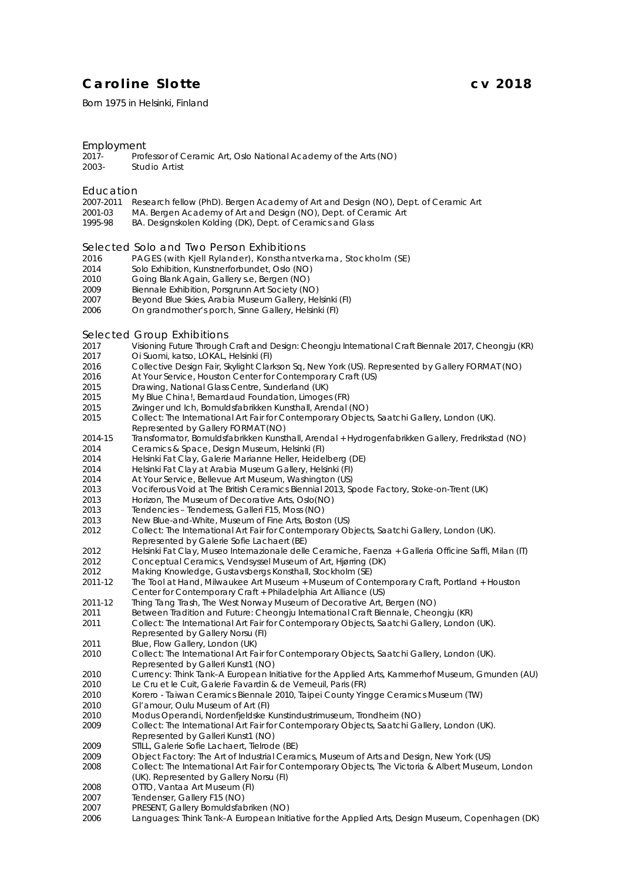# Caroline Slotte cv 2018

Born 1975 in Helsinki, Finland

## Employment

2017- Professor of Ceramic Art, Oslo National Academy of the Arts (NO)
2003- Studio Artist

## Education

2007-2011 Research fellow (PhD). Bergen Academy of Art and Design (NO), Dept. of Ceramic Art
2001-03 MA. Bergen Academy of Art and Design (NO), Dept. of Ceramic Art
1995-98 BA. Designskolen Kolding (DK), Dept. of Ceramics and Glass

## Selected Solo and Two Person Exhibitions

2016 PAGES (with Kjell Rylander), Konsthantverkarna, Stockholm (SE)
2014 Solo Exhibition, Kunstnerforbundet, Oslo (NO)
2010 Going Blank Again, Gallery s.e, Bergen (NO)
2009 Biennale Exhibition, Porsgrunn Art Society (NO)
2007 Beyond Blue Skies, Arabia Museum Gallery, Helsinki (FI)
2006 On grandmother's porch, Sinne Gallery, Helsinki (FI)

## Selected Group Exhibitions

2017 Visioning Future Through Craft and Design: Cheongju International Craft Biennale 2017, Cheongju (KR)
2017 Oi Suomi, katso, LOKAL, Helsinki (FI)
2016 Collective Design Fair, Skylight Clarkson Sq, New York (US). Represented by Gallery FORMAT (NO)
2016 At Your Service, Houston Center for Contemporary Craft (US)
2015 Drawing, National Glass Centre, Sunderland (UK)
2015 My Blue China!, Bernardaud Foundation, Limoges (FR)
2015 Zwinger und Ich, Bomuldsfabrikken Kunsthall, Arendal (NO)
2015 Collect: The International Art Fair for Contemporary Objects, Saatchi Gallery, London (UK). Represented by Gallery FORMAT (NO)
2014-15 Transformator, Bomuldsfabrikken Kunsthall, Arendal + Hydrogenfabrikken Gallery, Fredrikstad (NO)
2014 Ceramics & Space, Design Museum, Helsinki (FI)
2014 Helsinki Fat Clay, Galerie Marianne Heller, Heidelberg (DE)
2014 Helsinki Fat Clay at Arabia Museum Gallery, Helsinki (FI)
2014 At Your Service, Bellevue Art Museum, Washington (US)
2013 Vociferous Void at The British Ceramics Biennial 2013, Spode Factory, Stoke-on-Trent (UK)
2013 Horizon, The Museum of Decorative Arts, Oslo(NO)
2013 Tendencies – Tenderness, Galleri F15, Moss (NO)
2013 New Blue-and-White, Museum of Fine Arts, Boston (US)
2012 Collect: The International Art Fair for Contemporary Objects, Saatchi Gallery, London (UK). Represented by Galerie Sofie Lachaert (BE)
2012 Helsinki Fat Clay, Museo Internazionale delle Ceramiche, Faenza + Galleria Officine Saffi, Milan (IT)
2012 Conceptual Ceramics, Vendsyssel Museum of Art, Hjørring (DK)
2012 Making Knowledge, Gustavsbergs Konsthall, Stockholm (SE)
2011-12 The Tool at Hand, Milwaukee Art Museum + Museum of Contemporary Craft, Portland + Houston Center for Contemporary Craft + Philadelphia Art Alliance (US)
2011-12 Thing Tang Trash, The West Norway Museum of Decorative Art, Bergen (NO)
2011 Between Tradition and Future: Cheongju International Craft Biennale, Cheongju (KR)
2011 Collect: The International Art Fair for Contemporary Objects, Saatchi Gallery, London (UK). Represented by Gallery Norsu (FI)
2011 Blue, Flow Gallery, London (UK)
2010 Collect: The International Art Fair for Contemporary Objects, Saatchi Gallery, London (UK). Represented by Galleri Kunst1 (NO)
2010 Currency: Think Tank–A European Initiative for the Applied Arts, Kammerhof Museum, Gmunden (AU)
2010 Le Cru et le Cuit, Galerie Favardin & de Verneuil, Paris (FR)
2010 Korero - Taiwan Ceramics Biennale 2010, Taipei County Yingge Ceramics Museum (TW)
2010 Gl'amour, Oulu Museum of Art (FI)
2010 Modus Operandi, Nordenfjeldske Kunstindustrimuseum, Trondheim (NO)
2009 Collect: The International Art Fair for Contemporary Objects, Saatchi Gallery, London (UK). Represented by Galleri Kunst1 (NO)
2009 STILL, Galerie Sofie Lachaert, Tielrode (BE)
2009 Object Factory: The Art of Industrial Ceramics, Museum of Arts and Design, New York (US)
2008 Collect: The International Art Fair for Contemporary Objects, The Victoria & Albert Museum, London (UK). Represented by Gallery Norsu (FI)
2008 OTTO, Vantaa Art Museum (FI)
2007 Tendenser, Gallery F15 (NO)
2007 PRESENT, Gallery Bomuldsfabriken (NO)
2006 Languages: Think Tank–A European Initiative for the Applied Arts, Design Museum, Copenhagen (DK)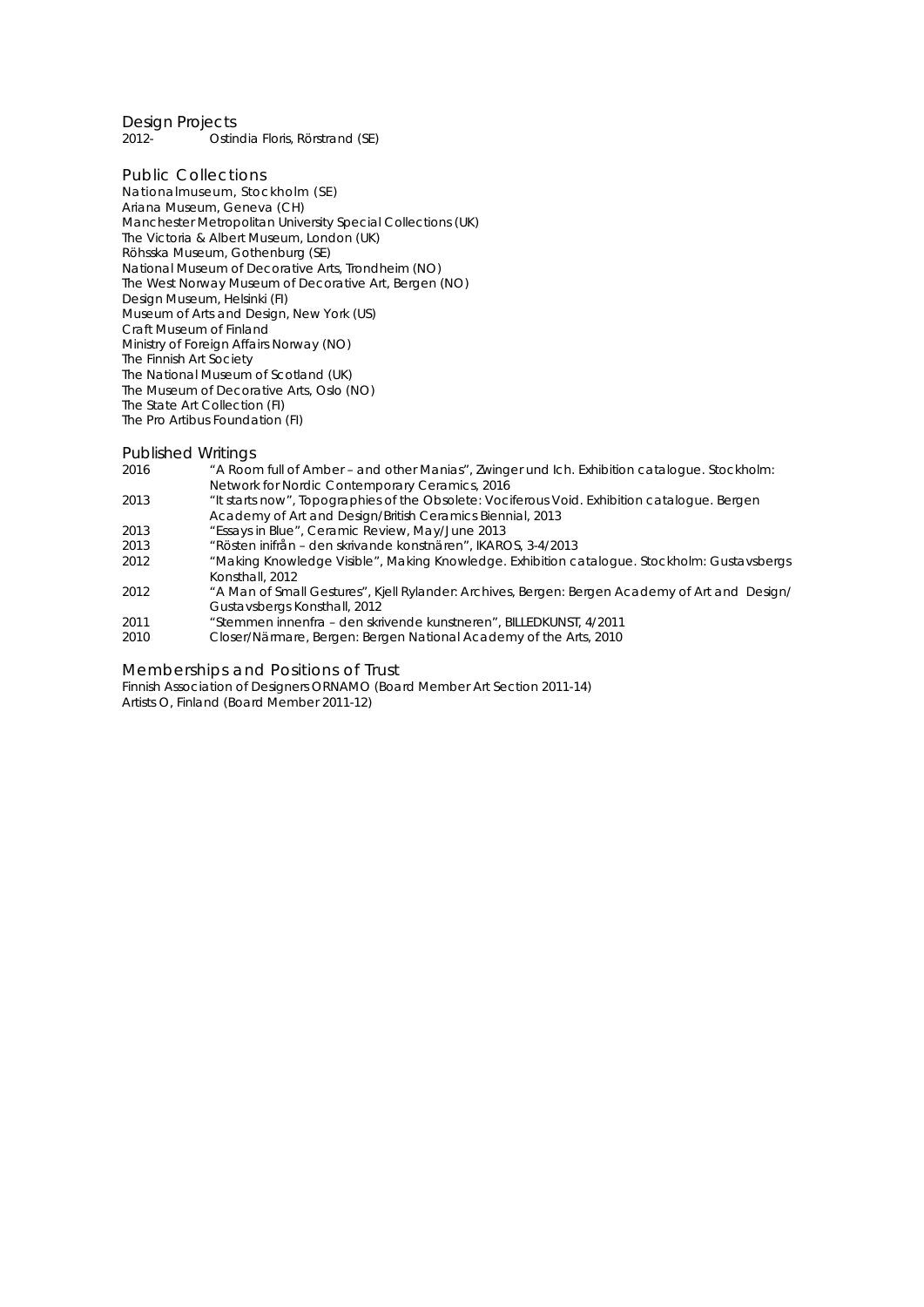## Design Projects

2012- Ostindia Floris, Rörstrand (SE)

## Public Collections

Nationalmuseum, Stockholm (SE)
Ariana Museum, Geneva (CH)
Manchester Metropolitan University Special Collections (UK)
The Victoria & Albert Museum, London (UK)
Röhsska Museum, Gothenburg (SE)
National Museum of Decorative Arts, Trondheim (NO)
The West Norway Museum of Decorative Art, Bergen (NO)
Design Museum, Helsinki (FI)
Museum of Arts and Design, New York (US)
Craft Museum of Finland
Ministry of Foreign Affairs Norway (NO)
The Finnish Art Society
The National Museum of Scotland (UK)
The Museum of Decorative Arts, Oslo (NO)
The State Art Collection (FI)
The Pro Artibus Foundation (FI)

## Published Writings

| | |
|---|---|
| 2016 | "A Room full of Amber – and other Manias", Zwinger und Ich. Exhibition catalogue. Stockholm: Network for Nordic Contemporary Ceramics, 2016 |
| 2013 | "It starts now", Topographies of the Obsolete: Vociferous Void. Exhibition catalogue. Bergen Academy of Art and Design/British Ceramics Biennial, 2013 |
| 2013 | "Essays in Blue", Ceramic Review, May/June 2013 |
| 2013 | "Rösten inifrån – den skrivande konstnären", IKAROS, 3-4/2013 |
| 2012 | "Making Knowledge Visible", Making Knowledge. Exhibition catalogue. Stockholm: Gustavsbergs Konsthall, 2012 |
| 2012 | "A Man of Small Gestures", Kjell Rylander: Archives, Bergen: Bergen Academy of Art and Design/ Gustavsbergs Konsthall, 2012 |
| 2011 | "Stemmen innenfra – den skrivende kunstneren", BILLEDKUNST, 4/2011 |
| 2010 | Closer/Närmare, Bergen: Bergen National Academy of the Arts, 2010 |

## Memberships and Positions of Trust

Finnish Association of Designers ORNAMO (Board Member Art Section 2011-14)
Artists O, Finland (Board Member 2011-12)